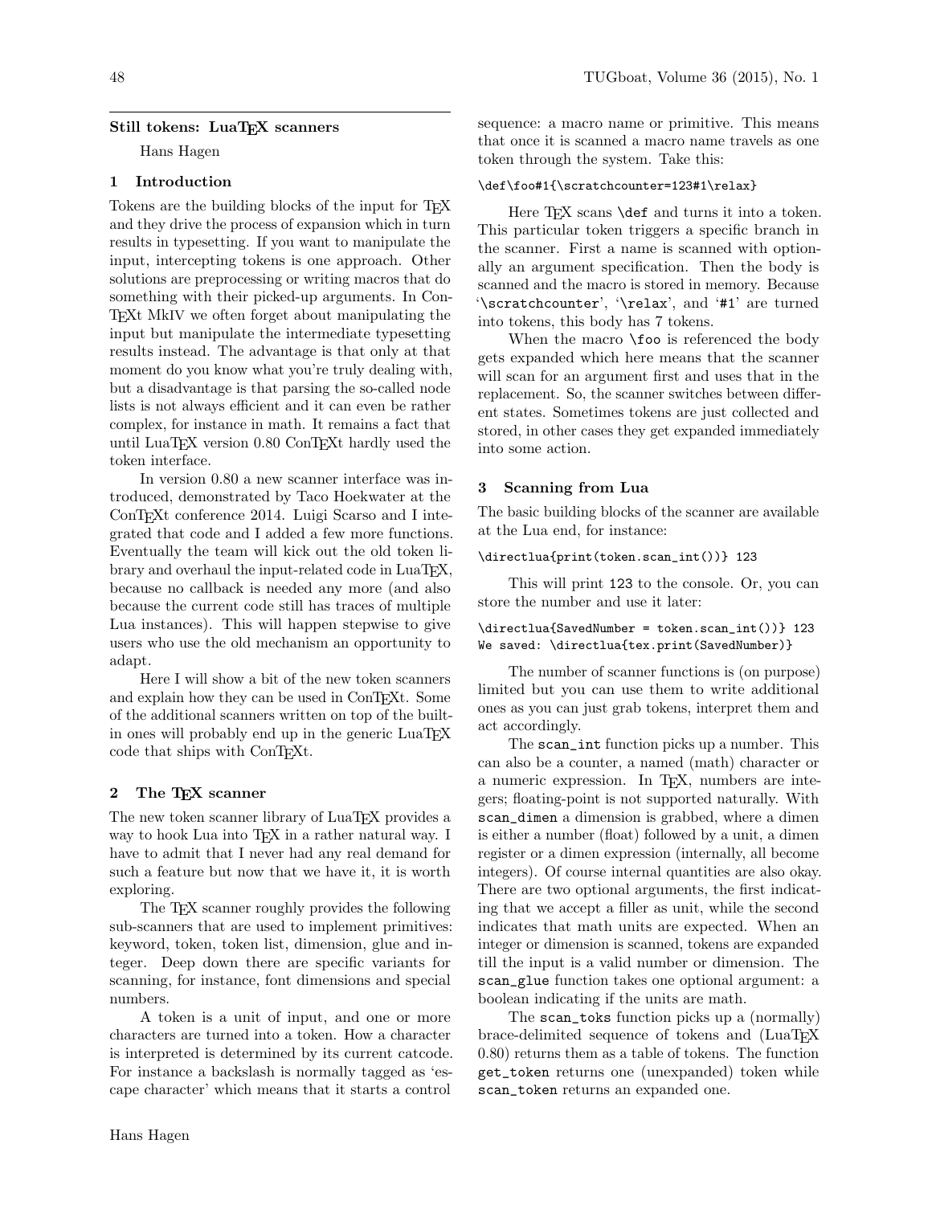# Still tokens: LuaTEX scanners

Hans Hagen

## 1 Introduction

Tokens are the building blocks of the input for TEX and they drive the process of expansion which in turn results in typesetting. If you want to manipulate the input, intercepting tokens is one approach. Other solutions are preprocessing or writing macros that do something with their picked-up arguments. In ConTEXt MkIV we often forget about manipulating the input but manipulate the intermediate typesetting results instead. The advantage is that only at that moment do you know what you're truly dealing with, but a disadvantage is that parsing the so-called node lists is not always efficient and it can even be rather complex, for instance in math. It remains a fact that until LuaTEX version 0.80 ConTEXt hardly used the token interface.

In version 0.80 a new scanner interface was introduced, demonstrated by Taco Hoekwater at the ConTEXt conference 2014. Luigi Scarso and I integrated that code and I added a few more functions. Eventually the team will kick out the old token library and overhaul the input-related code in LuaTEX, because no callback is needed any more (and also because the current code still has traces of multiple Lua instances). This will happen stepwise to give users who use the old mechanism an opportunity to adapt.

Here I will show a bit of the new token scanners and explain how they can be used in ConTEXt. Some of the additional scanners written on top of the built-in ones will probably end up in the generic LuaTEX code that ships with ConTEXt.

## 2 The TEX scanner

The new token scanner library of LuaTEX provides a way to hook Lua into TEX in a rather natural way. I have to admit that I never had any real demand for such a feature but now that we have it, it is worth exploring.

The TEX scanner roughly provides the following sub-scanners that are used to implement primitives: keyword, token, token list, dimension, glue and integer. Deep down there are specific variants for scanning, for instance, font dimensions and special numbers.

A token is a unit of input, and one or more characters are turned into a token. How a character is interpreted is determined by its current catcode. For instance a backslash is normally tagged as 'escape character' which means that it starts a control sequence: a macro name or primitive. This means that once it is scanned a macro name travels as one token through the system. Take this:

```
\def\foo#1{\scratchcounter=123#1\relax}
```

Here TEX scans `\def` and turns it into a token. This particular token triggers a specific branch in the scanner. First a name is scanned with optionally an argument specification. Then the body is scanned and the macro is stored in memory. Because '`\scratchcounter`', '`\relax`', and '`#1`' are turned into tokens, this body has 7 tokens.

When the macro `\foo` is referenced the body gets expanded which here means that the scanner will scan for an argument first and uses that in the replacement. So, the scanner switches between different states. Sometimes tokens are just collected and stored, in other cases they get expanded immediately into some action.

## 3 Scanning from Lua

The basic building blocks of the scanner are available at the Lua end, for instance:

```
\directlua{print(token.scan_int())} 123
```

This will print `123` to the console. Or, you can store the number and use it later:

```
\directlua{SavedNumber = token.scan_int()} 123
We saved: \directlua{tex.print(SavedNumber)}
```

The number of scanner functions is (on purpose) limited but you can use them to write additional ones as you can just grab tokens, interpret them and act accordingly.

The `scan_int` function picks up a number. This can also be a counter, a named (math) character or a numeric expression. In TEX, numbers are integers; floating-point is not supported naturally. With `scan_dimen` a dimension is grabbed, where a dimen is either a number (float) followed by a unit, a dimen register or a dimen expression (internally, all become integers). Of course internal quantities are also okay. There are two optional arguments, the first indicating that we accept a filler as unit, while the second indicates that math units are expected. When an integer or dimension is scanned, tokens are expanded till the input is a valid number or dimension. The `scan_glue` function takes one optional argument: a boolean indicating if the units are math.

The `scan_toks` function picks up a (normally) brace-delimited sequence of tokens and (LuaTEX 0.80) returns them as a table of tokens. The function `get_token` returns one (unexpanded) token while `scan_token` returns an expanded one.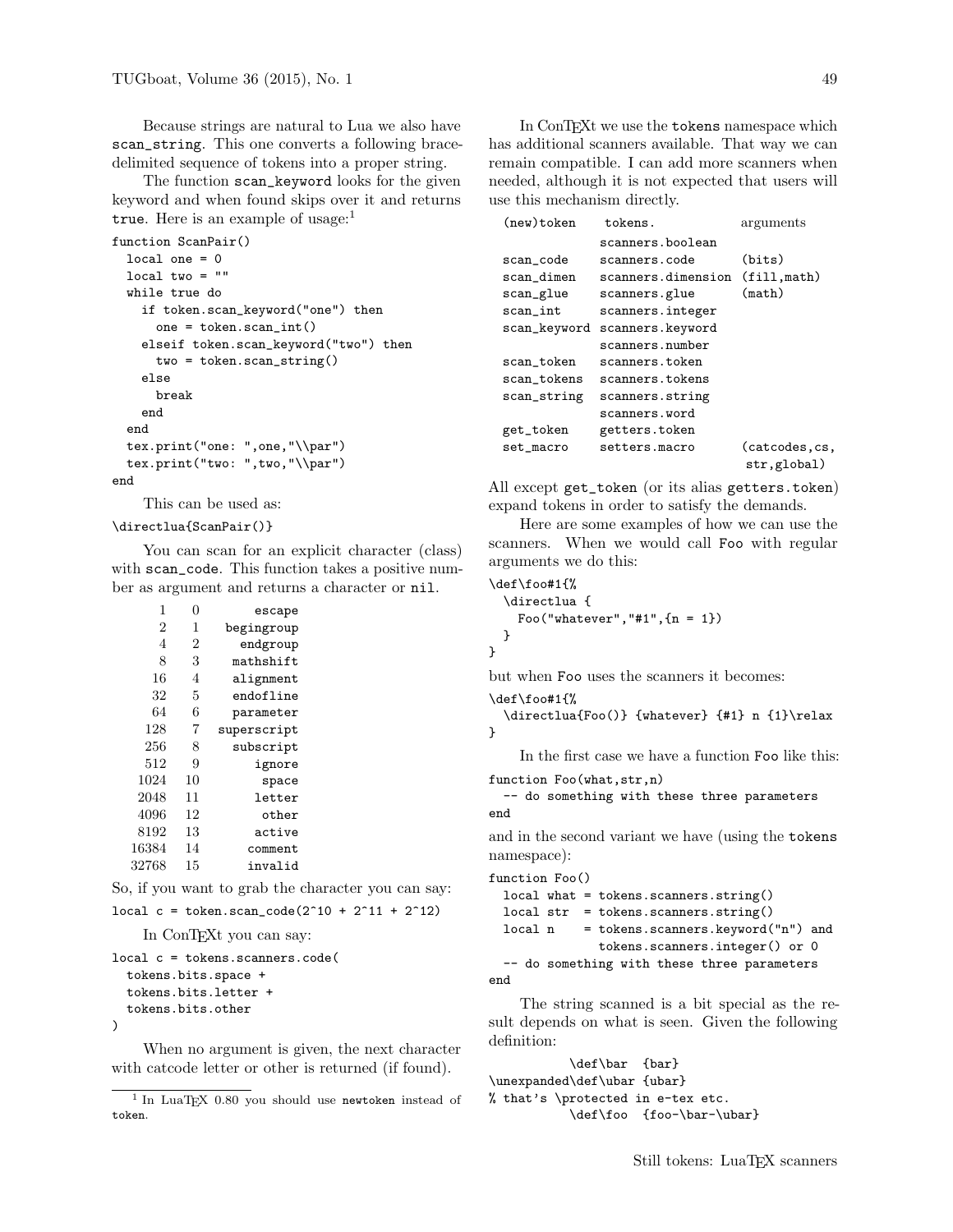Because strings are natural to Lua we also have `scan_string`. This one converts a following brace-delimited sequence of tokens into a proper string.

The function `scan_keyword` looks for the given keyword and when found skips over it and returns `true`. Here is an example of usage:[1]

```
function ScanPair()
  local one = 0
  local two = ""
  while true do
    if token.scan_keyword("one") then
      one = token.scan_int()
    elseif token.scan_keyword("two") then
      two = token.scan_string()
    else
      break
    end
  end
  tex.print("one: ",one,"\\par")
  tex.print("two: ",two,"\\par")
end
```

This can be used as:

```
\directlua{ScanPair()}
```

You can scan for an explicit character (class) with `scan_code`. This function takes a positive number as argument and returns a character or `nil`.

| | | |
|---|---|---|
| 1 | 0 | escape |
| 2 | 1 | begingroup |
| 4 | 2 | endgroup |
| 8 | 3 | mathshift |
| 16 | 4 | alignment |
| 32 | 5 | endofline |
| 64 | 6 | parameter |
| 128 | 7 | superscript |
| 256 | 8 | subscript |
| 512 | 9 | ignore |
| 1024 | 10 | space |
| 2048 | 11 | letter |
| 4096 | 12 | other |
| 8192 | 13 | active |
| 16384 | 14 | comment |
| 32768 | 15 | invalid |

So, if you want to grab the character you can say:

```
local c = token.scan_code(2^10 + 2^11 + 2^12)
```

In ConTEXt you can say:

```
local c = tokens.scanners.code(
  tokens.bits.space +
  tokens.bits.letter +
  tokens.bits.other
)
```

When no argument is given, the next character with catcode letter or other is returned (if found).

[1] In LuaTEX 0.80 you should use `newtoken` instead of `token`.

In ConTEXt we use the `tokens` namespace which has additional scanners available. That way we can remain compatible. I can add more scanners when needed, although it is not expected that users will use this mechanism directly.

| (new)token | tokens. | arguments |
|---|---|---|
| | scanners.boolean | |
| scan_code | scanners.code | (bits) |
| scan_dimen | scanners.dimension | (fill,math) |
| scan_glue | scanners.glue | (math) |
| scan_int | scanners.integer | |
| scan_keyword | scanners.keyword | |
| | scanners.number | |
| scan_token | scanners.token | |
| scan_tokens | scanners.tokens | |
| scan_string | scanners.string | |
| | scanners.word | |
| get_token | getters.token | |
| set_macro | setters.macro | (catcodes,cs, str,global) |

All except `get_token` (or its alias `getters.token`) expand tokens in order to satisfy the demands.

Here are some examples of how we can use the scanners. When we would call `Foo` with regular arguments we do this:

```
\def\foo#1{%
  \directlua {
    Foo("whatever","#1",{n = 1})
  }
}
```

but when `Foo` uses the scanners it becomes:

```
\def\foo#1{%
  \directlua{Foo()} {whatever} {#1} n {1}\relax
}
```

In the first case we have a function `Foo` like this:

```
function Foo(what,str,n)
  -- do something with these three parameters
end
```

and in the second variant we have (using the `tokens` namespace):

```
function Foo()
  local what = tokens.scanners.string()
  local str  = tokens.scanners.string()
  local n    = tokens.scanners.keyword("n") and
               tokens.scanners.integer() or 0
  -- do something with these three parameters
end
```

The string scanned is a bit special as the result depends on what is seen. Given the following definition:

```
           \def\bar  {bar}
\unexpanded\def\ubar {ubar}
% that's \protected in e-tex etc.
           \def\foo  {foo-\bar-\ubar}
```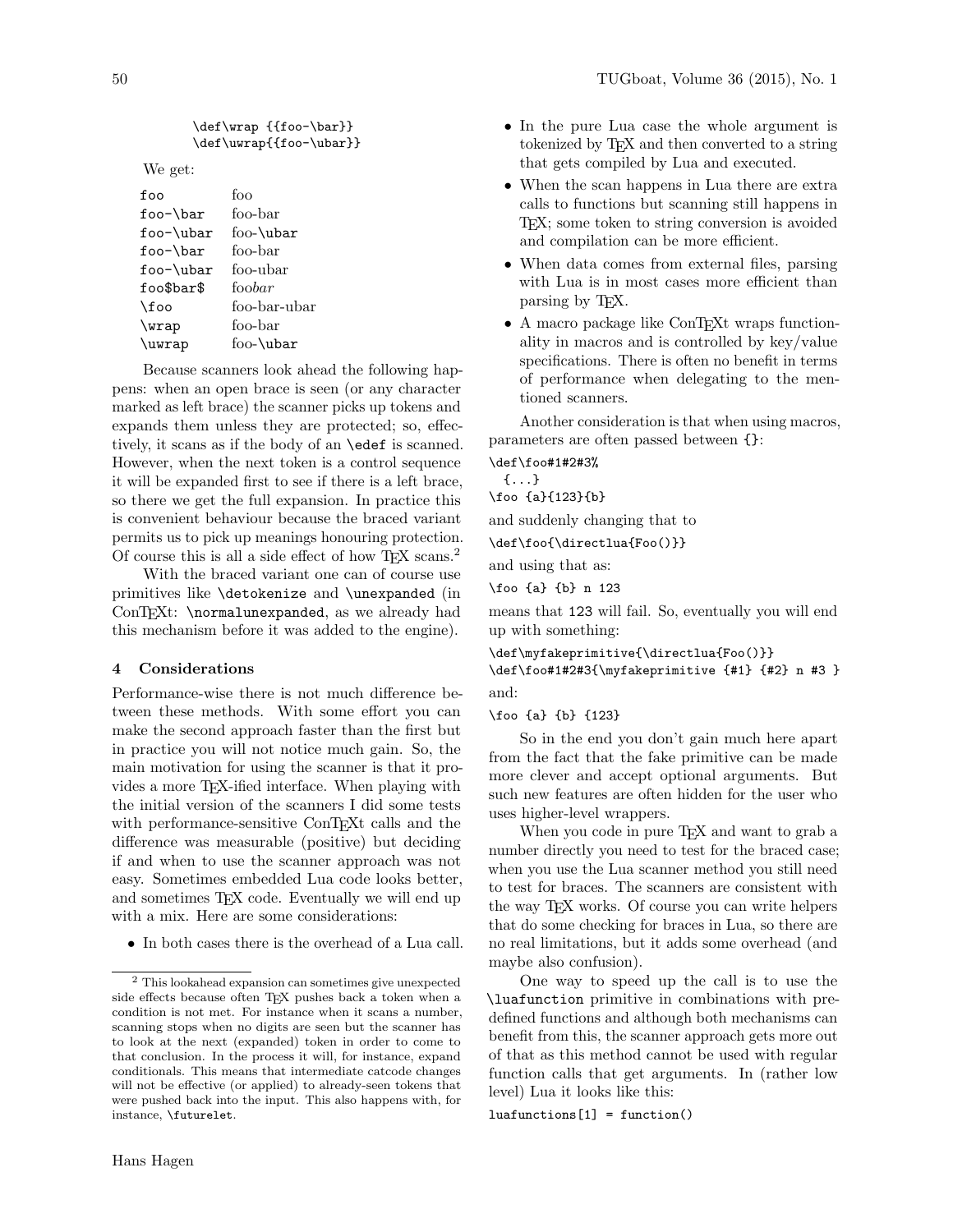```
\def\wrap {{foo-\bar}}
\def\uwrap{{foo-\ubar}}
```

We get:

| | |
|---|---|
| `foo` | foo |
| `foo-\bar` | foo-bar |
| `foo-\ubar` | foo-\ubar |
| `foo-\bar` | foo-bar |
| `foo-\ubar` | foo-ubar |
| `foo$bar$` | foo*bar* |
| `\foo` | foo-bar-ubar |
| `\wrap` | foo-bar |
| `\uwrap` | foo-\ubar |

Because scanners look ahead the following happens: when an open brace is seen (or any character marked as left brace) the scanner picks up tokens and expands them unless they are protected; so, effectively, it scans as if the body of an `\edef` is scanned. However, when the next token is a control sequence it will be expanded first to see if there is a left brace, so there we get the full expansion. In practice this is convenient behaviour because the braced variant permits us to pick up meanings honouring protection. Of course this is all a side effect of how TeX scans.[2]

With the braced variant one can of course use primitives like `\detokenize` and `\unexpanded` (in ConTeXt: `\normalunexpanded`, as we already had this mechanism before it was added to the engine).

## 4 Considerations

Performance-wise there is not much difference between these methods. With some effort you can make the second approach faster than the first but in practice you will not notice much gain. So, the main motivation for using the scanner is that it provides a more TeX-ified interface. When playing with the initial version of the scanners I did some tests with performance-sensitive ConTeXt calls and the difference was measurable (positive) but deciding if and when to use the scanner approach was not easy. Sometimes embedded Lua code looks better, and sometimes TeX code. Eventually we will end up with a mix. Here are some considerations:

- In both cases there is the overhead of a Lua call.
- In the pure Lua case the whole argument is tokenized by TeX and then converted to a string that gets compiled by Lua and executed.
- When the scan happens in Lua there are extra calls to functions but scanning still happens in TeX; some token to string conversion is avoided and compilation can be more efficient.
- When data comes from external files, parsing with Lua is in most cases more efficient than parsing by TeX.
- A macro package like ConTeXt wraps functionality in macros and is controlled by key/value specifications. There is often no benefit in terms of performance when delegating to the mentioned scanners.

Another consideration is that when using macros, parameters are often passed between `{}`:

```
\def\foo#1#2#3%
  {...}
\foo {a}{123}{b}
```

and suddenly changing that to

```
\def\foo{\directlua{Foo()}}
```

and using that as:

```
\foo {a} {b} n 123
```

means that `123` will fail. So, eventually you will end up with something:

```
\def\myfakeprimitive{\directlua{Foo()}}
\def\foo#1#2#3{\myfakeprimitive {#1} {#2} n #3 }
```

and:

```
\foo {a} {b} {123}
```

So in the end you don't gain much here apart from the fact that the fake primitive can be made more clever and accept optional arguments. But such new features are often hidden for the user who uses higher-level wrappers.

When you code in pure TeX and want to grab a number directly you need to test for the braced case; when you use the Lua scanner method you still need to test for braces. The scanners are consistent with the way TeX works. Of course you can write helpers that do some checking for braces in Lua, so there are no real limitations, but it adds some overhead (and maybe also confusion).

One way to speed up the call is to use the `\luafunction` primitive in combinations with predefined functions and although both mechanisms can benefit from this, the scanner approach gets more out of that as this method cannot be used with regular function calls that get arguments. In (rather low level) Lua it looks like this:

```
luafunctions[1] = function()
```

[2] This lookahead expansion can sometimes give unexpected side effects because often TeX pushes back a token when a condition is not met. For instance when it scans a number, scanning stops when no digits are seen but the scanner has to look at the next (expanded) token in order to come to that conclusion. In the process it will, for instance, expand conditionals. This means that intermediate catcode changes will not be effective (or applied) to already-seen tokens that were pushed back into the input. This also happens with, for instance, `\futurelet`.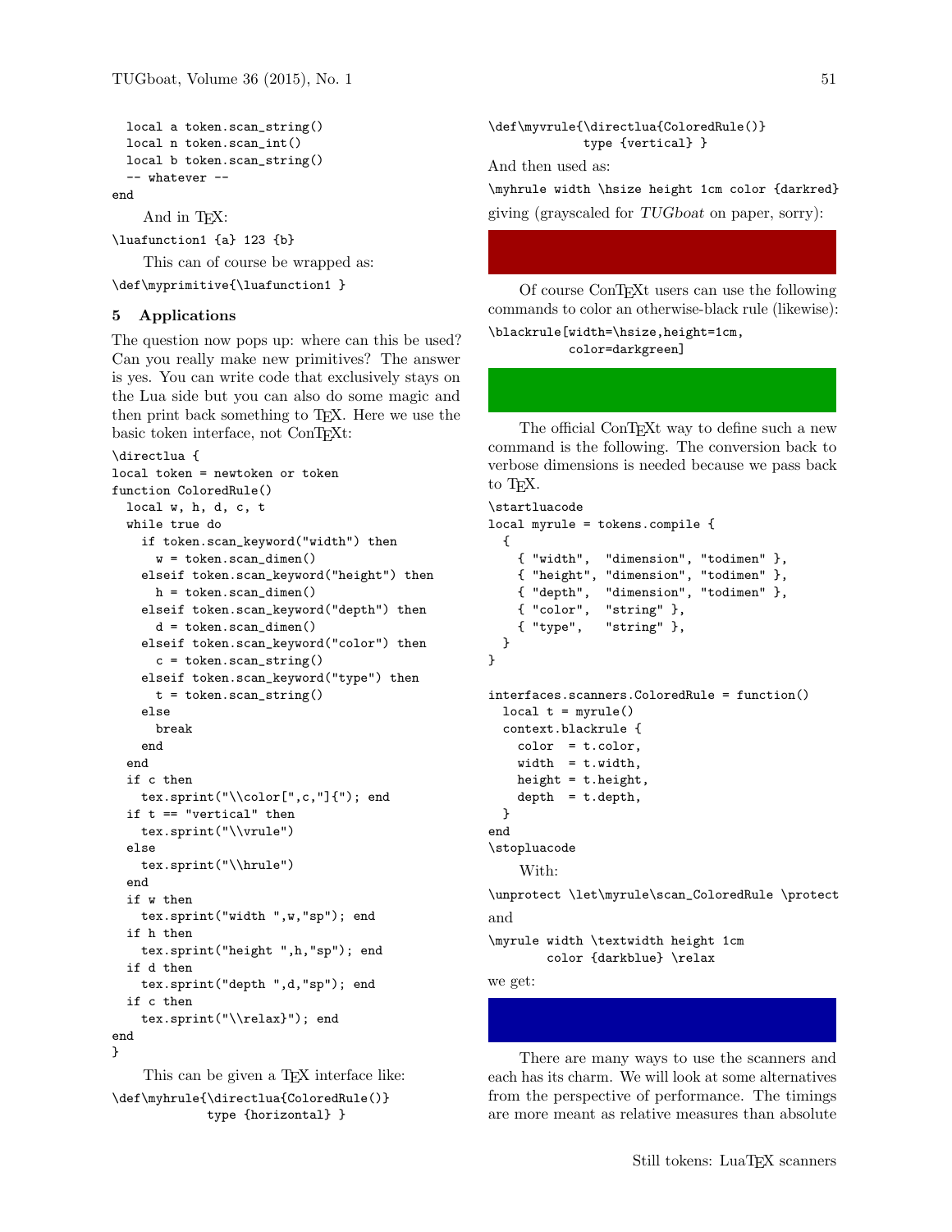```
  local a token.scan_string()
  local n token.scan_int()
  local b token.scan_string()
  -- whatever --
end
```

And in TeX:

```
\luafunction1 {a} 123 {b}
```

This can of course be wrapped as:

```
\def\myprimitive{\luafunction1 }
```

## 5 Applications

The question now pops up: where can this be used? Can you really make new primitives? The answer is yes. You can write code that exclusively stays on the Lua side but you can also do some magic and then print back something to TeX. Here we use the basic token interface, not ConTeXt:

```
\directlua {
local token = newtoken or token
function ColoredRule()
  local w, h, d, c, t
  while true do
    if token.scan_keyword("width") then
      w = token.scan_dimen()
    elseif token.scan_keyword("height") then
      h = token.scan_dimen()
    elseif token.scan_keyword("depth") then
      d = token.scan_dimen()
    elseif token.scan_keyword("color") then
      c = token.scan_string()
    elseif token.scan_keyword("type") then
      t = token.scan_string()
    else
      break
    end
  end
  if c then
    tex.sprint("\\color[",c,"]{"); end
  if t == "vertical" then
    tex.sprint("\\vrule")
  else
    tex.sprint("\\hrule")
  end
  if w then
    tex.sprint("width ",w,"sp"); end
  if h then
    tex.sprint("height ",h,"sp"); end
  if d then
    tex.sprint("depth ",d,"sp"); end
  if c then
    tex.sprint("\\relax}"); end
end
}
```

This can be given a TeX interface like:

```
\def\myhrule{\directlua{ColoredRule()}
            type {horizontal} }
\def\myvrule{\directlua{ColoredRule()}
            type {vertical} }
```

And then used as:

```
\myhrule width \hsize height 1cm color {darkred}
```

giving (grayscaled for *TUGboat* on paper, sorry):

Of course ConTeXt users can use the following commands to color an otherwise-black rule (likewise):

```
\blackrule[width=\hsize,height=1cm,
          color=darkgreen]
```

The official ConTeXt way to define such a new command is the following. The conversion back to verbose dimensions is needed because we pass back to TeX.

```
\startluacode
local myrule = tokens.compile {
  {
    { "width",  "dimension", "todimen" },
    { "height", "dimension", "todimen" },
    { "depth",  "dimension", "todimen" },
    { "color",  "string" },
    { "type",   "string" },
  }
}

interfaces.scanners.ColoredRule = function()
  local t = myrule()
  context.blackrule {
    color  = t.color,
    width  = t.width,
    height = t.height,
    depth  = t.depth,
  }
end
\stopluacode
```

With:

```
\unprotect \let\myrule\scan_ColoredRule \protect
```

and

```
\myrule width \textwidth height 1cm
        color {darkblue} \relax
```

we get:

There are many ways to use the scanners and each has its charm. We will look at some alternatives from the perspective of performance. The timings are more meant as relative measures than absolute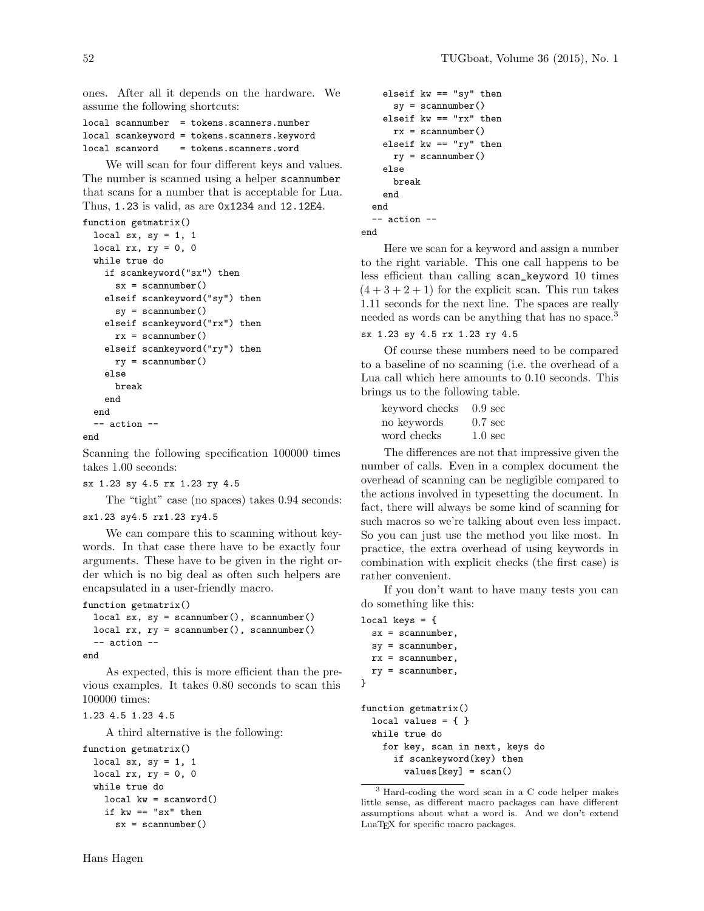ones. After all it depends on the hardware. We assume the following shortcuts:

```
local scannumber  = tokens.scanners.number
local scankeyword = tokens.scanners.keyword
local scanword    = tokens.scanners.word
```

We will scan for four different keys and values. The number is scanned using a helper `scannumber` that scans for a number that is acceptable for Lua. Thus, `1.23` is valid, as are `0x1234` and `12.12E4`.

```
function getmatrix()
  local sx, sy = 1, 1
  local rx, ry = 0, 0
  while true do
    if scankeyword("sx") then
      sx = scannumber()
    elseif scankeyword("sy") then
      sy = scannumber()
    elseif scankeyword("rx") then
      rx = scannumber()
    elseif scankeyword("ry") then
      ry = scannumber()
    else
      break
    end
  end
  -- action --
end
```

Scanning the following specification 100000 times takes 1.00 seconds:

```
sx 1.23 sy 4.5 rx 1.23 ry 4.5
```

The "tight" case (no spaces) takes 0.94 seconds:

```
sx1.23 sy4.5 rx1.23 ry4.5
```

We can compare this to scanning without keywords. In that case there have to be exactly four arguments. These have to be given in the right order which is no big deal as often such helpers are encapsulated in a user-friendly macro.

```
function getmatrix()
  local sx, sy = scannumber(), scannumber()
  local rx, ry = scannumber(), scannumber()
  -- action --
end
```

As expected, this is more efficient than the previous examples. It takes 0.80 seconds to scan this 100000 times:

```
1.23 4.5 1.23 4.5
```

A third alternative is the following:

```
function getmatrix()
  local sx, sy = 1, 1
  local rx, ry = 0, 0
  while true do
    local kw = scanword()
    if kw == "sx" then
      sx = scannumber()
    elseif kw == "sy" then
      sy = scannumber()
    elseif kw == "rx" then
      rx = scannumber()
    elseif kw == "ry" then
      ry = scannumber()
    else
      break
    end
  end
  -- action --
end
```

Here we scan for a keyword and assign a number to the right variable. This one call happens to be less efficient than calling `scan_keyword` 10 times $(4 + 3 + 2 + 1)$ for the explicit scan. This run takes 1.11 seconds for the next line. The spaces are really needed as words can be anything that has no space.[3]

```
sx 1.23 sy 4.5 rx 1.23 ry 4.5
```

Of course these numbers need to be compared to a baseline of no scanning (i.e. the overhead of a Lua call which here amounts to 0.10 seconds. This brings us to the following table.

| | |
|---|---|
| keyword checks | 0.9 sec |
| no keywords | 0.7 sec |
| word checks | 1.0 sec |

The differences are not that impressive given the number of calls. Even in a complex document the overhead of scanning can be negligible compared to the actions involved in typesetting the document. In fact, there will always be some kind of scanning for such macros so we're talking about even less impact. So you can just use the method you like most. In practice, the extra overhead of using keywords in combination with explicit checks (the first case) is rather convenient.

If you don't want to have many tests you can do something like this:

```
local keys = {
  sx = scannumber,
  sy = scannumber,
  rx = scannumber,
  ry = scannumber,
}

function getmatrix()
  local values = { }
  while true do
    for key, scan in next, keys do
      if scankeyword(key) then
        values[key] = scan()
```

[3] Hard-coding the word scan in a C code helper makes little sense, as different macro packages can have different assumptions about what a word is. And we don't extend LuaTEX for specific macro packages.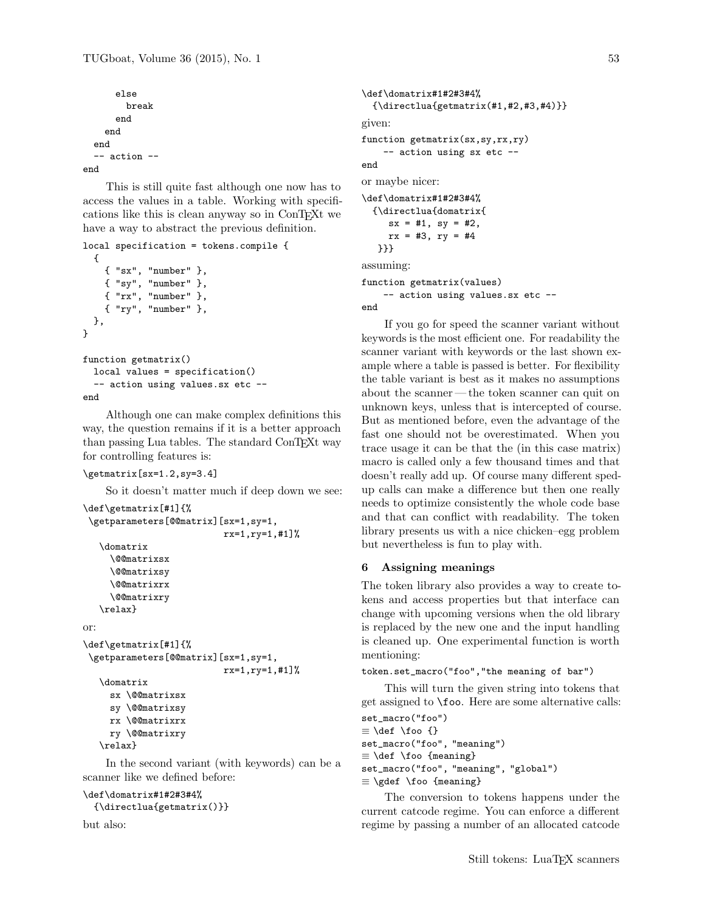```
      else
        break
      end
    end
  end
  -- action --
end
```

This is still quite fast although one now has to access the values in a table. Working with specifications like this is clean anyway so in ConTEXt we have a way to abstract the previous definition.

```
local specification = tokens.compile {
  {
    { "sx", "number" },
    { "sy", "number" },
    { "rx", "number" },
    { "ry", "number" },
  },
}

function getmatrix()
  local values = specification()
  -- action using values.sx etc --
end
```

Although one can make complex definitions this way, the question remains if it is a better approach than passing Lua tables. The standard ConTEXt way for controlling features is:

```
\getmatrix[sx=1.2,sy=3.4]
```

So it doesn't matter much if deep down we see:

```
\def\getmatrix[#1]{%
 \getparameters[@@matrix][sx=1,sy=1,
                          rx=1,ry=1,#1]%
   \domatrix
     \@@matrixsx
     \@@matrixsy
     \@@matrixrx
     \@@matrixry
   \relax}
```

or:

```
\def\getmatrix[#1]{%
 \getparameters[@@matrix][sx=1,sy=1,
                          rx=1,ry=1,#1]%
   \domatrix
     sx \@@matrixsx
     sy \@@matrixsy
     rx \@@matrixrx
     ry \@@matrixry
   \relax}
```

In the second variant (with keywords) can be a scanner like we defined before:

```
\def\domatrix#1#2#3#4%
  {\directlua{getmatrix()}}
```

but also:

```
\def\domatrix#1#2#3#4%
  {\directlua{getmatrix(#1,#2,#3,#4)}}
```

given:

```
function getmatrix(sx,sy,rx,ry)
    -- action using sx etc --
end
```

or maybe nicer:

```
\def\domatrix#1#2#3#4%
  {\directlua{domatrix{
     sx = #1, sy = #2,
     rx = #3, ry = #4
   }}}
```

assuming:

```
function getmatrix(values)
    -- action using values.sx etc --
end
```

If you go for speed the scanner variant without keywords is the most efficient one. For readability the scanner variant with keywords or the last shown example where a table is passed is better. For flexibility the table variant is best as it makes no assumptions about the scanner — the token scanner can quit on unknown keys, unless that is intercepted of course. But as mentioned before, even the advantage of the fast one should not be overestimated. When you trace usage it can be that the (in this case matrix) macro is called only a few thousand times and that doesn't really add up. Of course many different sped-up calls can make a difference but then one really needs to optimize consistently the whole code base and that can conflict with readability. The token library presents us with a nice chicken–egg problem but nevertheless is fun to play with.

## 6 Assigning meanings

The token library also provides a way to create tokens and access properties but that interface can change with upcoming versions when the old library is replaced by the new one and the input handling is cleaned up. One experimental function is worth mentioning:

```
token.set_macro("foo","the meaning of bar")
```

This will turn the given string into tokens that get assigned to `\foo`. Here are some alternative calls:

```
set_macro("foo")
≡ \def \foo {}
set_macro("foo", "meaning")
≡ \def \foo {meaning}
set_macro("foo", "meaning", "global")
≡ \gdef \foo {meaning}
```

The conversion to tokens happens under the current catcode regime. You can enforce a different regime by passing a number of an allocated catcode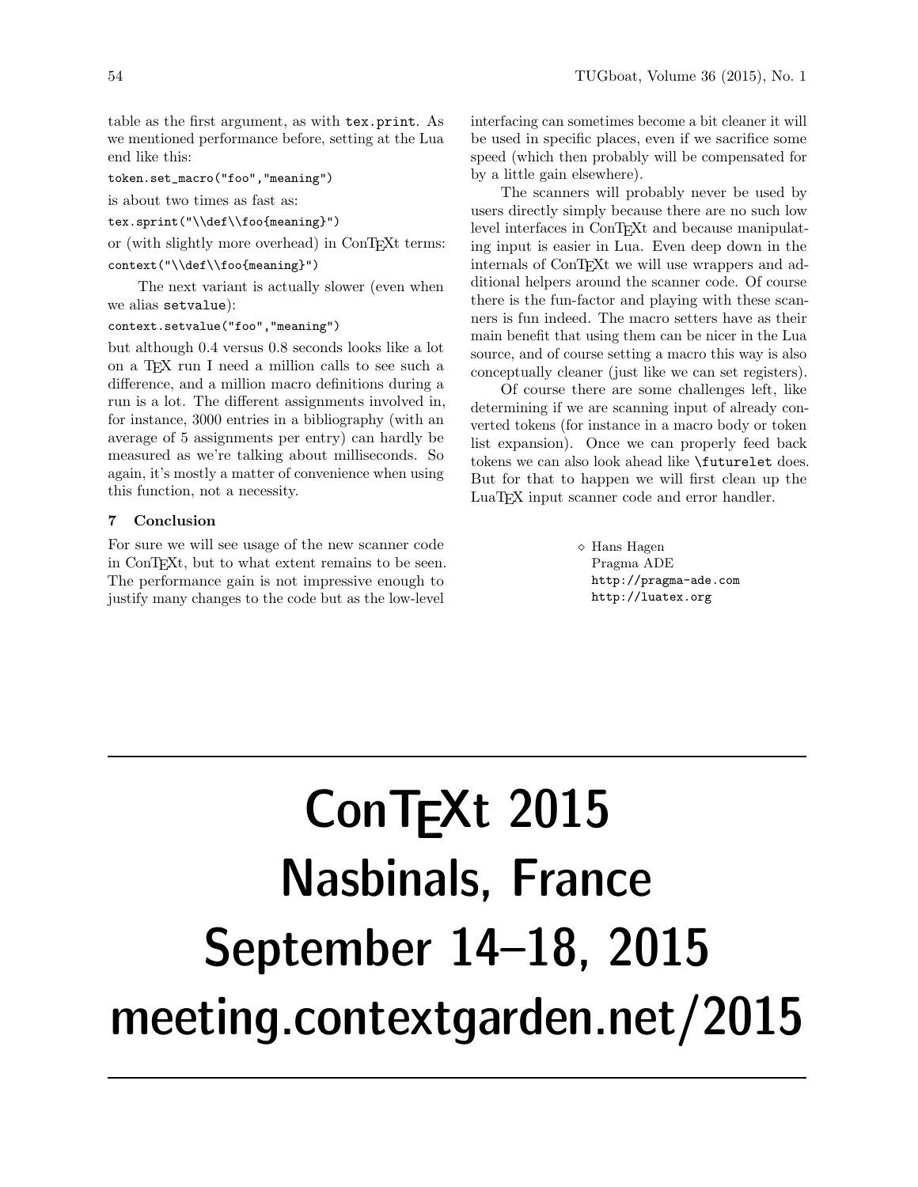table as the first argument, as with `tex.print`. As we mentioned performance before, setting at the Lua end like this:

```
token.set_macro("foo","meaning")
```

is about two times as fast as:

```
tex.sprint("\\def\\foo{meaning}")
```

or (with slightly more overhead) in ConTEXt terms:

```
context("\\def\\foo{meaning}")
```

The next variant is actually slower (even when we alias `setvalue`):

```
context.setvalue("foo","meaning")
```

but although 0.4 versus 0.8 seconds looks like a lot on a TEX run I need a million calls to see such a difference, and a million macro definitions during a run is a lot. The different assignments involved in, for instance, 3000 entries in a bibliography (with an average of 5 assignments per entry) can hardly be measured as we're talking about milliseconds. So again, it's mostly a matter of convenience when using this function, not a necessity.

## 7 Conclusion

For sure we will see usage of the new scanner code in ConTEXt, but to what extent remains to be seen. The performance gain is not impressive enough to justify many changes to the code but as the low-level interfacing can sometimes become a bit cleaner it will be used in specific places, even if we sacrifice some speed (which then probably will be compensated for by a little gain elsewhere).

The scanners will probably never be used by users directly simply because there are no such low level interfaces in ConTEXt and because manipulating input is easier in Lua. Even deep down in the internals of ConTEXt we will use wrappers and additional helpers around the scanner code. Of course there is the fun-factor and playing with these scanners is fun indeed. The macro setters have as their main benefit that using them can be nicer in the Lua source, and of course setting a macro this way is also conceptually cleaner (just like we can set registers).

Of course there are some challenges left, like determining if we are scanning input of already converted tokens (for instance in a macro body or token list expansion). Once we can properly feed back tokens we can also look ahead like `\futurelet` does. But for that to happen we will first clean up the LuaTEX input scanner code and error handler.

◇ Hans Hagen
Pragma ADE
http://pragma-ade.com
http://luatex.org

---

# ConTEXt 2015
# Nasbinals, France
# September 14–18, 2015
# meeting.contextgarden.net/2015

---